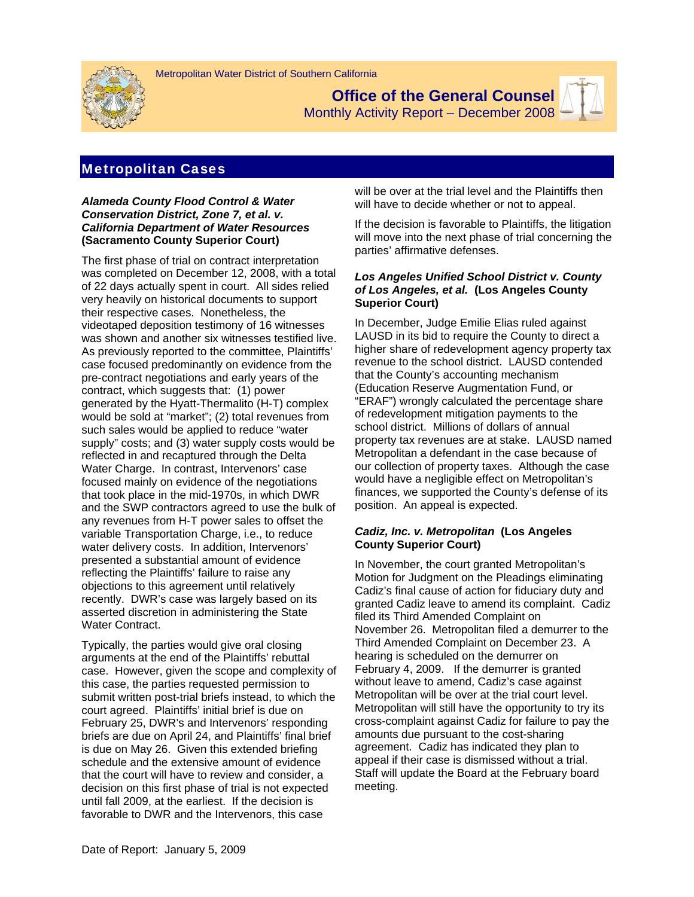Metropolitan Water District of Southern California

# Office of the General Counsel

Monthly Activity Report – December 2008

## Metropolitan Cases

### *Alameda County Flood Control & Water Conservation District, Zone 7, et al. v. California Department of Water Resources* (Sacramento County Superior Court)

The first phase of trial on contract interpretation was completed on December 12, 2008, with a total of 22 days actually spent in court. All sides relied very heavily on historical documents to support their respective cases. Nonetheless, the videotaped deposition testimony of 16 witnesses was shown and another six witnesses testified live. As previously reported to the committee, Plaintiffs' case focused predominantly on evidence from the pre-contract negotiations and early years of the contract, which suggests that: (1) power generated by the Hyatt-Thermalito (H-T) complex would be sold at "market"; (2) total revenues from such sales would be applied to reduce "water supply" costs; and (3) water supply costs would be reflected in and recaptured through the Delta Water Charge. In contrast, Intervenors' case focused mainly on evidence of the negotiations that took place in the mid-1970s, in which DWR and the SWP contractors agreed to use the bulk of any revenues from H-T power sales to offset the variable Transportation Charge, i.e., to reduce water delivery costs. In addition, Intervenors' presented a substantial amount of evidence reflecting the Plaintiffs' failure to raise any objections to this agreement until relatively recently. DWR's case was largely based on its asserted discretion in administering the State Water Contract.

Typically, the parties would give oral closing arguments at the end of the Plaintiffs' rebuttal case. However, given the scope and complexity of this case, the parties requested permission to submit written post-trial briefs instead, to which the court agreed. Plaintiffs' initial brief is due on February 25, DWR's and Intervenors' responding briefs are due on April 24, and Plaintiffs' final brief is due on May 26. Given this extended briefing schedule and the extensive amount of evidence that the court will have to review and consider, a decision on this first phase of trial is not expected until fall 2009, at the earliest. If the decision is favorable to DWR and the Intervenors, this case will be over at the trial level and the Plaintiffs then will have to decide whether or not to appeal.

If the decision is favorable to Plaintiffs, the litigation will move into the next phase of trial concerning the parties' affirmative defenses.

### *Los Angeles Unified School District v. County of Los Angeles, et al.* (Los Angeles County Superior Court)

In December, Judge Emilie Elias ruled against LAUSD in its bid to require the County to direct a higher share of redevelopment agency property tax revenue to the school district. LAUSD contended that the County's accounting mechanism (Education Reserve Augmentation Fund, or "ERAF") wrongly calculated the percentage share of redevelopment mitigation payments to the school district. Millions of dollars of annual property tax revenues are at stake. LAUSD named Metropolitan a defendant in the case because of our collection of property taxes. Although the case would have a negligible effect on Metropolitan's finances, we supported the County's defense of its position. An appeal is expected.

### *Cadiz, Inc. v. Metropolitan* (Los Angeles County Superior Court)

In November, the court granted Metropolitan's Motion for Judgment on the Pleadings eliminating Cadiz's final cause of action for fiduciary duty and granted Cadiz leave to amend its complaint. Cadiz filed its Third Amended Complaint on November 26. Metropolitan filed a demurrer to the Third Amended Complaint on December 23. A hearing is scheduled on the demurrer on February 4, 2009. If the demurrer is granted without leave to amend, Cadiz's case against Metropolitan will be over at the trial court level. Metropolitan will still have the opportunity to try its cross-complaint against Cadiz for failure to pay the amounts due pursuant to the cost-sharing agreement. Cadiz has indicated they plan to appeal if their case is dismissed without a trial. Staff will update the Board at the February board meeting.

Date of Report: January 5, 2009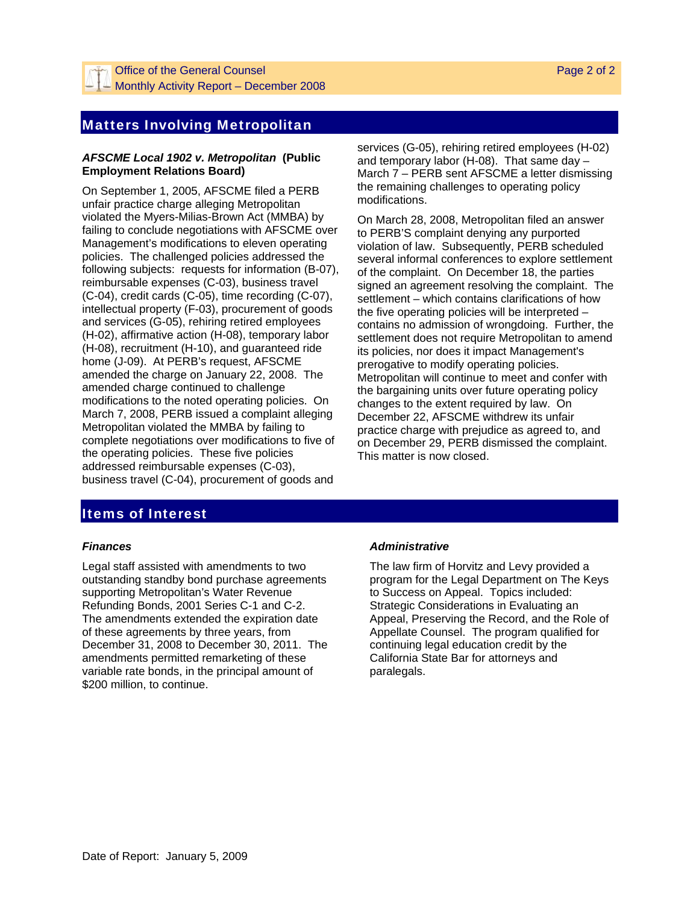## Matters Involving Metropolitan

***AFSCME Local 1902 v. Metropolitan*** **(Public Employment Relations Board)**

On September 1, 2005, AFSCME filed a PERB unfair practice charge alleging Metropolitan violated the Myers-Milias-Brown Act (MMBA) by failing to conclude negotiations with AFSCME over Management's modifications to eleven operating policies. The challenged policies addressed the following subjects: requests for information (B-07), reimbursable expenses (C-03), business travel (C-04), credit cards (C-05), time recording (C-07), intellectual property (F-03), procurement of goods and services (G-05), rehiring retired employees (H-02), affirmative action (H-08), temporary labor (H-08), recruitment (H-10), and guaranteed ride home (J-09). At PERB's request, AFSCME amended the charge on January 22, 2008. The amended charge continued to challenge modifications to the noted operating policies. On March 7, 2008, PERB issued a complaint alleging Metropolitan violated the MMBA by failing to complete negotiations over modifications to five of the operating policies. These five policies addressed reimbursable expenses (C-03), business travel (C-04), procurement of goods and services (G-05), rehiring retired employees (H-02) and temporary labor (H-08). That same day – March 7 – PERB sent AFSCME a letter dismissing the remaining challenges to operating policy modifications.

On March 28, 2008, Metropolitan filed an answer to PERB'S complaint denying any purported violation of law. Subsequently, PERB scheduled several informal conferences to explore settlement of the complaint. On December 18, the parties signed an agreement resolving the complaint. The settlement – which contains clarifications of how the five operating policies will be interpreted – contains no admission of wrongdoing. Further, the settlement does not require Metropolitan to amend its policies, nor does it impact Management's prerogative to modify operating policies. Metropolitan will continue to meet and confer with the bargaining units over future operating policy changes to the extent required by law. On December 22, AFSCME withdrew its unfair practice charge with prejudice as agreed to, and on December 29, PERB dismissed the complaint. This matter is now closed.

## Items of Interest

***Finances***

Legal staff assisted with amendments to two outstanding standby bond purchase agreements supporting Metropolitan's Water Revenue Refunding Bonds, 2001 Series C-1 and C-2. The amendments extended the expiration date of these agreements by three years, from December 31, 2008 to December 30, 2011. The amendments permitted remarketing of these variable rate bonds, in the principal amount of $200 million, to continue.

***Administrative***

The law firm of Horvitz and Levy provided a program for the Legal Department on The Keys to Success on Appeal. Topics included: Strategic Considerations in Evaluating an Appeal, Preserving the Record, and the Role of Appellate Counsel. The program qualified for continuing legal education credit by the California State Bar for attorneys and paralegals.

Date of Report: January 5, 2009